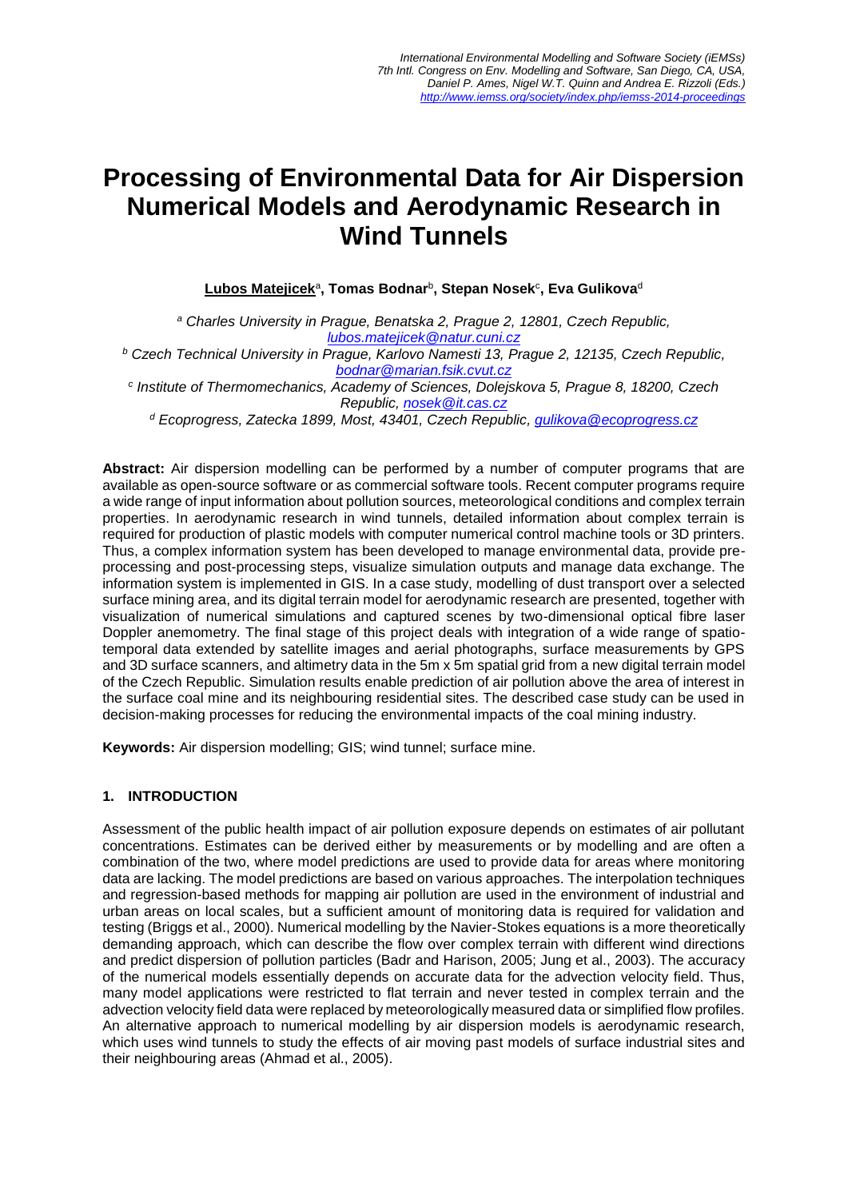# Processing of Environmental Data for Air Dispersion Numerical Models and Aerodynamic Research in Wind Tunnels

**Lubos Matejicek**[a], **Tomas Bodnar**[b], **Stepan Nosek**[c], **Eva Gulikova**[d]

[a] *Charles University in Prague, Benatska 2, Prague 2, 12801, Czech Republic, lubos.matejicek@natur.cuni.cz*

[b] *Czech Technical University in Prague, Karlovo Namesti 13, Prague 2, 12135, Czech Republic, bodnar@marian.fsik.cvut.cz*

[c] *Institute of Thermomechanics, Academy of Sciences, Dolejskova 5, Prague 8, 18200, Czech Republic, nosek@it.cas.cz*

[d] *Ecoprogress, Zatecka 1899, Most, 43401, Czech Republic, gulikova@ecoprogress.cz*

**Abstract:** Air dispersion modelling can be performed by a number of computer programs that are available as open-source software or as commercial software tools. Recent computer programs require a wide range of input information about pollution sources, meteorological conditions and complex terrain properties. In aerodynamic research in wind tunnels, detailed information about complex terrain is required for production of plastic models with computer numerical control machine tools or 3D printers. Thus, a complex information system has been developed to manage environmental data, provide pre-processing and post-processing steps, visualize simulation outputs and manage data exchange. The information system is implemented in GIS. In a case study, modelling of dust transport over a selected surface mining area, and its digital terrain model for aerodynamic research are presented, together with visualization of numerical simulations and captured scenes by two-dimensional optical fibre laser Doppler anemometry. The final stage of this project deals with integration of a wide range of spatio-temporal data extended by satellite images and aerial photographs, surface measurements by GPS and 3D surface scanners, and altimetry data in the 5m x 5m spatial grid from a new digital terrain model of the Czech Republic. Simulation results enable prediction of air pollution above the area of interest in the surface coal mine and its neighbouring residential sites. The described case study can be used in decision-making processes for reducing the environmental impacts of the coal mining industry.

**Keywords:** Air dispersion modelling; GIS; wind tunnel; surface mine.

## 1. INTRODUCTION

Assessment of the public health impact of air pollution exposure depends on estimates of air pollutant concentrations. Estimates can be derived either by measurements or by modelling and are often a combination of the two, where model predictions are used to provide data for areas where monitoring data are lacking. The model predictions are based on various approaches. The interpolation techniques and regression-based methods for mapping air pollution are used in the environment of industrial and urban areas on local scales, but a sufficient amount of monitoring data is required for validation and testing (Briggs et al., 2000). Numerical modelling by the Navier-Stokes equations is a more theoretically demanding approach, which can describe the flow over complex terrain with different wind directions and predict dispersion of pollution particles (Badr and Harison, 2005; Jung et al., 2003). The accuracy of the numerical models essentially depends on accurate data for the advection velocity field. Thus, many model applications were restricted to flat terrain and never tested in complex terrain and the advection velocity field data were replaced by meteorologically measured data or simplified flow profiles. An alternative approach to numerical modelling by air dispersion models is aerodynamic research, which uses wind tunnels to study the effects of air moving past models of surface industrial sites and their neighbouring areas (Ahmad et al., 2005).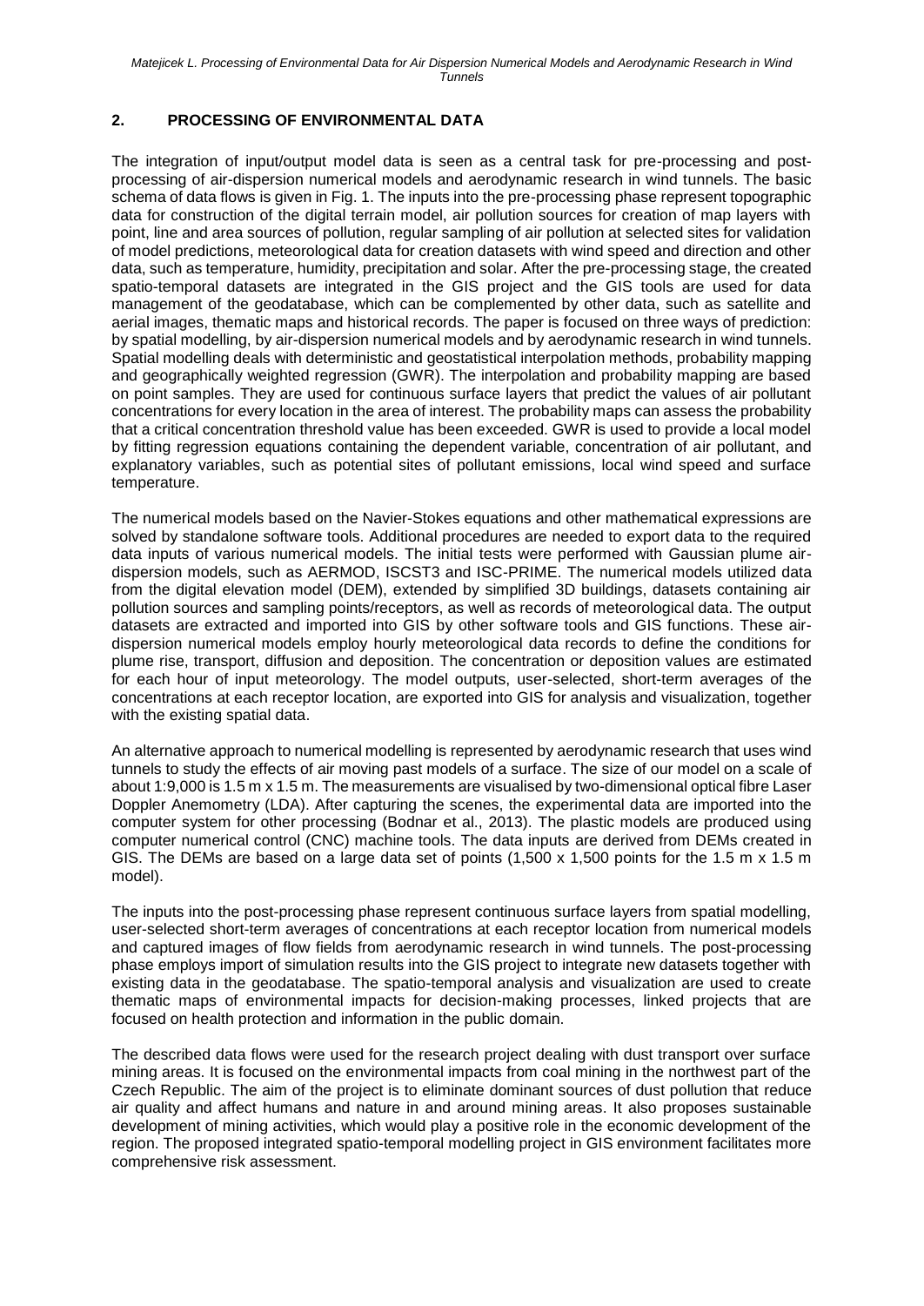## 2. PROCESSING OF ENVIRONMENTAL DATA

The integration of input/output model data is seen as a central task for pre-processing and post-processing of air-dispersion numerical models and aerodynamic research in wind tunnels. The basic schema of data flows is given in Fig. 1. The inputs into the pre-processing phase represent topographic data for construction of the digital terrain model, air pollution sources for creation of map layers with point, line and area sources of pollution, regular sampling of air pollution at selected sites for validation of model predictions, meteorological data for creation datasets with wind speed and direction and other data, such as temperature, humidity, precipitation and solar. After the pre-processing stage, the created spatio-temporal datasets are integrated in the GIS project and the GIS tools are used for data management of the geodatabase, which can be complemented by other data, such as satellite and aerial images, thematic maps and historical records. The paper is focused on three ways of prediction: by spatial modelling, by air-dispersion numerical models and by aerodynamic research in wind tunnels. Spatial modelling deals with deterministic and geostatistical interpolation methods, probability mapping and geographically weighted regression (GWR). The interpolation and probability mapping are based on point samples. They are used for continuous surface layers that predict the values of air pollutant concentrations for every location in the area of interest. The probability maps can assess the probability that a critical concentration threshold value has been exceeded. GWR is used to provide a local model by fitting regression equations containing the dependent variable, concentration of air pollutant, and explanatory variables, such as potential sites of pollutant emissions, local wind speed and surface temperature.

The numerical models based on the Navier-Stokes equations and other mathematical expressions are solved by standalone software tools. Additional procedures are needed to export data to the required data inputs of various numerical models. The initial tests were performed with Gaussian plume air-dispersion models, such as AERMOD, ISCST3 and ISC-PRIME. The numerical models utilized data from the digital elevation model (DEM), extended by simplified 3D buildings, datasets containing air pollution sources and sampling points/receptors, as well as records of meteorological data. The output datasets are extracted and imported into GIS by other software tools and GIS functions. These air-dispersion numerical models employ hourly meteorological data records to define the conditions for plume rise, transport, diffusion and deposition. The concentration or deposition values are estimated for each hour of input meteorology. The model outputs, user-selected, short-term averages of the concentrations at each receptor location, are exported into GIS for analysis and visualization, together with the existing spatial data.

An alternative approach to numerical modelling is represented by aerodynamic research that uses wind tunnels to study the effects of air moving past models of a surface. The size of our model on a scale of about 1:9,000 is 1.5 m x 1.5 m. The measurements are visualised by two-dimensional optical fibre Laser Doppler Anemometry (LDA). After capturing the scenes, the experimental data are imported into the computer system for other processing (Bodnar et al., 2013). The plastic models are produced using computer numerical control (CNC) machine tools. The data inputs are derived from DEMs created in GIS. The DEMs are based on a large data set of points (1,500 x 1,500 points for the 1.5 m x 1.5 m model).

The inputs into the post-processing phase represent continuous surface layers from spatial modelling, user-selected short-term averages of concentrations at each receptor location from numerical models and captured images of flow fields from aerodynamic research in wind tunnels. The post-processing phase employs import of simulation results into the GIS project to integrate new datasets together with existing data in the geodatabase. The spatio-temporal analysis and visualization are used to create thematic maps of environmental impacts for decision-making processes, linked projects that are focused on health protection and information in the public domain.

The described data flows were used for the research project dealing with dust transport over surface mining areas. It is focused on the environmental impacts from coal mining in the northwest part of the Czech Republic. The aim of the project is to eliminate dominant sources of dust pollution that reduce air quality and affect humans and nature in and around mining areas. It also proposes sustainable development of mining activities, which would play a positive role in the economic development of the region. The proposed integrated spatio-temporal modelling project in GIS environment facilitates more comprehensive risk assessment.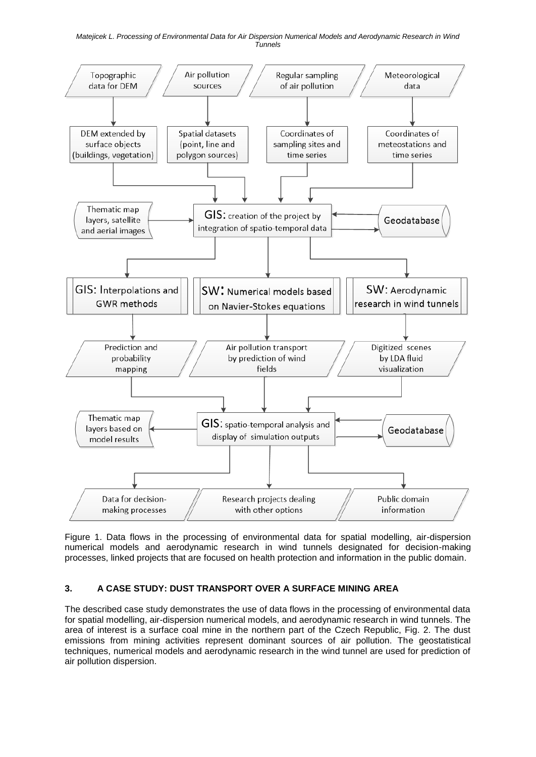Figure 1. Data flows in the processing of environmental data for spatial modelling, air-dispersion numerical models and aerodynamic research in wind tunnels designated for decision-making processes, linked projects that are focused on health protection and information in the public domain.

## 3. A CASE STUDY: DUST TRANSPORT OVER A SURFACE MINING AREA

The described case study demonstrates the use of data flows in the processing of environmental data for spatial modelling, air-dispersion numerical models, and aerodynamic research in wind tunnels. The area of interest is a surface coal mine in the northern part of the Czech Republic, Fig. 2. The dust emissions from mining activities represent dominant sources of air pollution. The geostatistical techniques, numerical models and aerodynamic research in the wind tunnel are used for prediction of air pollution dispersion.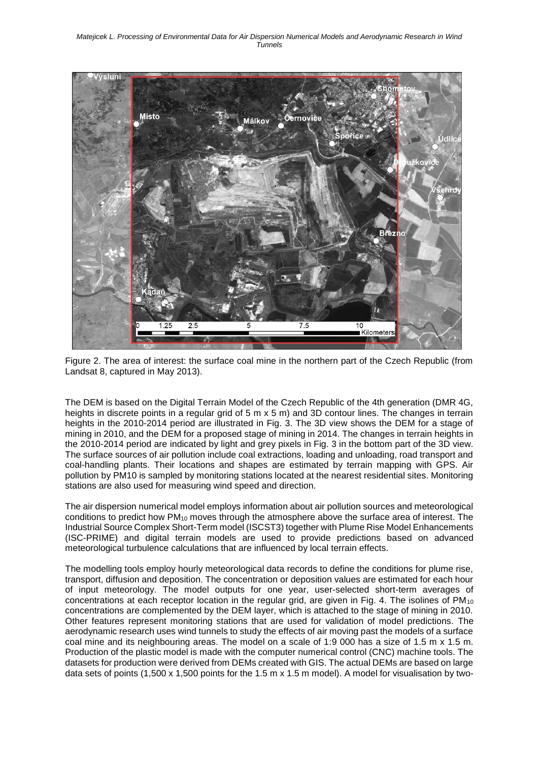Figure 2. The area of interest: the surface coal mine in the northern part of the Czech Republic (from Landsat 8, captured in May 2013).

The DEM is based on the Digital Terrain Model of the Czech Republic of the 4th generation (DMR 4G, heights in discrete points in a regular grid of 5 m x 5 m) and 3D contour lines. The changes in terrain heights in the 2010-2014 period are illustrated in Fig. 3. The 3D view shows the DEM for a stage of mining in 2010, and the DEM for a proposed stage of mining in 2014. The changes in terrain heights in the 2010-2014 period are indicated by light and grey pixels in Fig. 3 in the bottom part of the 3D view. The surface sources of air pollution include coal extractions, loading and unloading, road transport and coal-handling plants. Their locations and shapes are estimated by terrain mapping with GPS. Air pollution by PM10 is sampled by monitoring stations located at the nearest residential sites. Monitoring stations are also used for measuring wind speed and direction.

The air dispersion numerical model employs information about air pollution sources and meteorological conditions to predict how $PM_{10}$ moves through the atmosphere above the surface area of interest. The Industrial Source Complex Short-Term model (ISCST3) together with Plume Rise Model Enhancements (ISC-PRIME) and digital terrain models are used to provide predictions based on advanced meteorological turbulence calculations that are influenced by local terrain effects.

The modelling tools employ hourly meteorological data records to define the conditions for plume rise, transport, diffusion and deposition. The concentration or deposition values are estimated for each hour of input meteorology. The model outputs for one year, user-selected short-term averages of concentrations at each receptor location in the regular grid, are given in Fig. 4. The isolines of $PM_{10}$ concentrations are complemented by the DEM layer, which is attached to the stage of mining in 2010. Other features represent monitoring stations that are used for validation of model predictions. The aerodynamic research uses wind tunnels to study the effects of air moving past the models of a surface coal mine and its neighbouring areas. The model on a scale of 1:9 000 has a size of 1.5 m x 1.5 m. Production of the plastic model is made with the computer numerical control (CNC) machine tools. The datasets for production were derived from DEMs created with GIS. The actual DEMs are based on large data sets of points (1,500 x 1,500 points for the 1.5 m x 1.5 m model). A model for visualisation by two-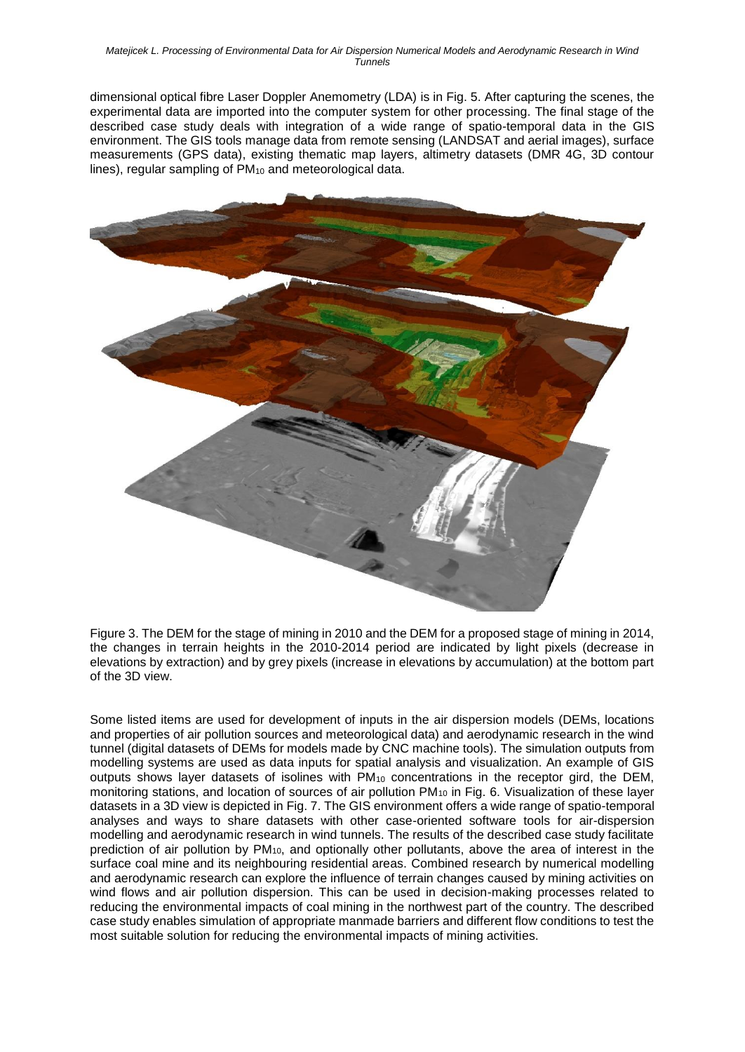dimensional optical fibre Laser Doppler Anemometry (LDA) is in Fig. 5. After capturing the scenes, the experimental data are imported into the computer system for other processing. The final stage of the described case study deals with integration of a wide range of spatio-temporal data in the GIS environment. The GIS tools manage data from remote sensing (LANDSAT and aerial images), surface measurements (GPS data), existing thematic map layers, altimetry datasets (DMR 4G, 3D contour lines), regular sampling of $PM_{10}$ and meteorological data.

Figure 3. The DEM for the stage of mining in 2010 and the DEM for a proposed stage of mining in 2014, the changes in terrain heights in the 2010-2014 period are indicated by light pixels (decrease in elevations by extraction) and by grey pixels (increase in elevations by accumulation) at the bottom part of the 3D view.

Some listed items are used for development of inputs in the air dispersion models (DEMs, locations and properties of air pollution sources and meteorological data) and aerodynamic research in the wind tunnel (digital datasets of DEMs for models made by CNC machine tools). The simulation outputs from modelling systems are used as data inputs for spatial analysis and visualization. An example of GIS outputs shows layer datasets of isolines with $PM_{10}$ concentrations in the receptor gird, the DEM, monitoring stations, and location of sources of air pollution $PM_{10}$ in Fig. 6. Visualization of these layer datasets in a 3D view is depicted in Fig. 7. The GIS environment offers a wide range of spatio-temporal analyses and ways to share datasets with other case-oriented software tools for air-dispersion modelling and aerodynamic research in wind tunnels. The results of the described case study facilitate prediction of air pollution by $PM_{10}$, and optionally other pollutants, above the area of interest in the surface coal mine and its neighbouring residential areas. Combined research by numerical modelling and aerodynamic research can explore the influence of terrain changes caused by mining activities on wind flows and air pollution dispersion. This can be used in decision-making processes related to reducing the environmental impacts of coal mining in the northwest part of the country. The described case study enables simulation of appropriate manmade barriers and different flow conditions to test the most suitable solution for reducing the environmental impacts of mining activities.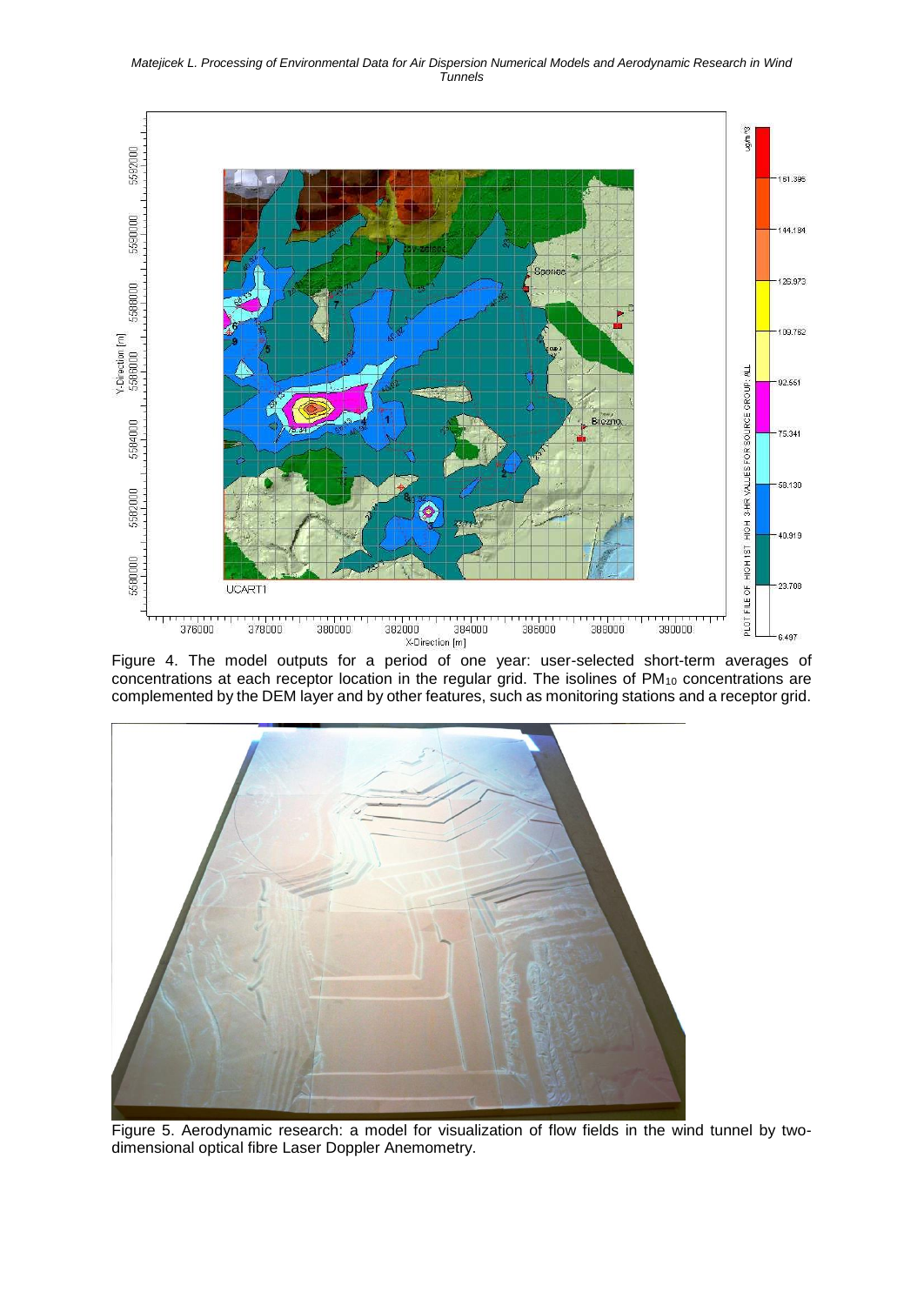Figure 4. The model outputs for a period of one year: user-selected short-term averages of concentrations at each receptor location in the regular grid. The isolines of $PM_{10}$ concentrations are complemented by the DEM layer and by other features, such as monitoring stations and a receptor grid.

Figure 5. Aerodynamic research: a model for visualization of flow fields in the wind tunnel by two-dimensional optical fibre Laser Doppler Anemometry.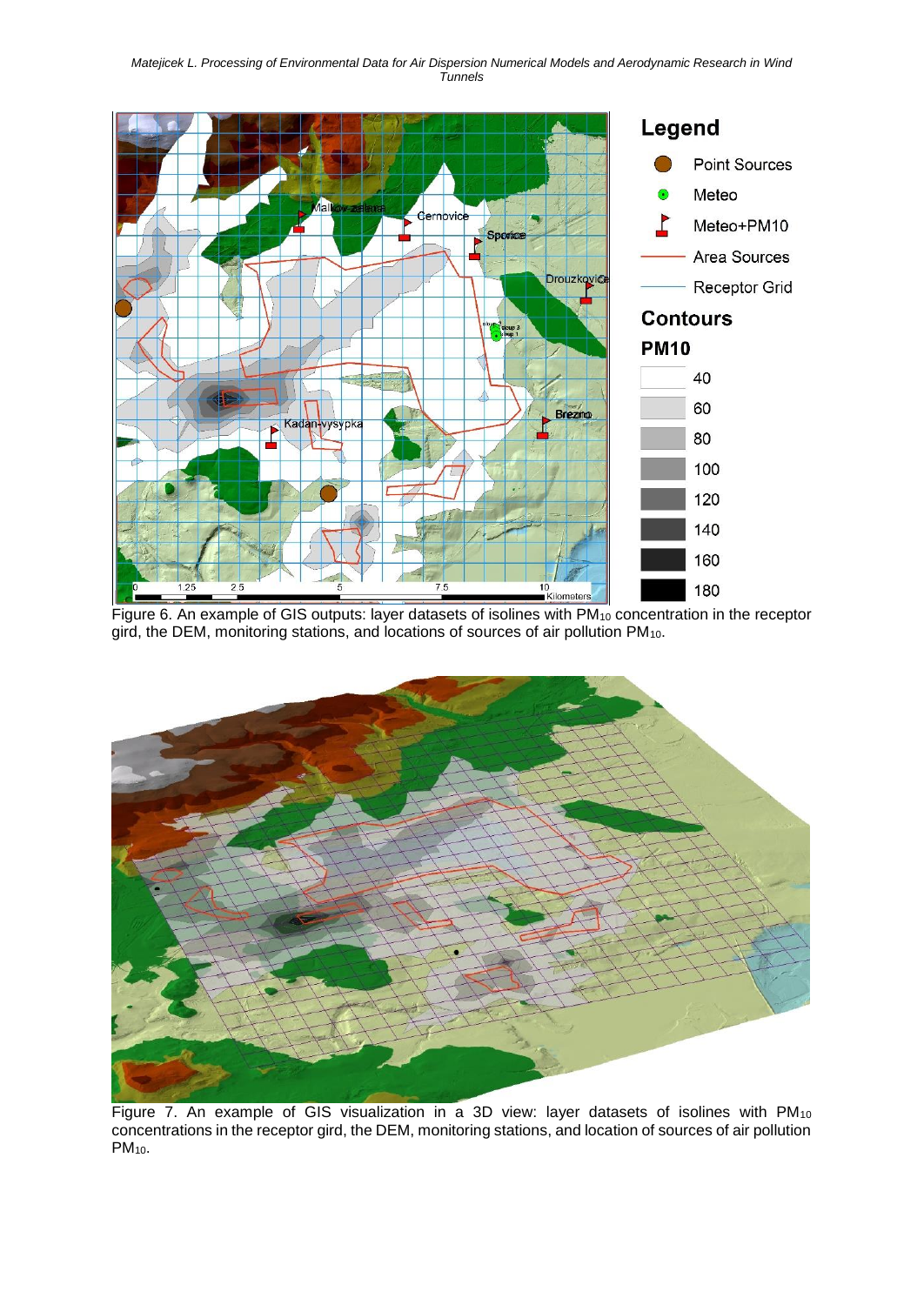Figure 6. An example of GIS outputs: layer datasets of isolines with $PM_{10}$ concentration in the receptor gird, the DEM, monitoring stations, and locations of sources of air pollution $PM_{10}$.

Figure 7. An example of GIS visualization in a 3D view: layer datasets of isolines with $PM_{10}$ concentrations in the receptor gird, the DEM, monitoring stations, and location of sources of air pollution $PM_{10}$.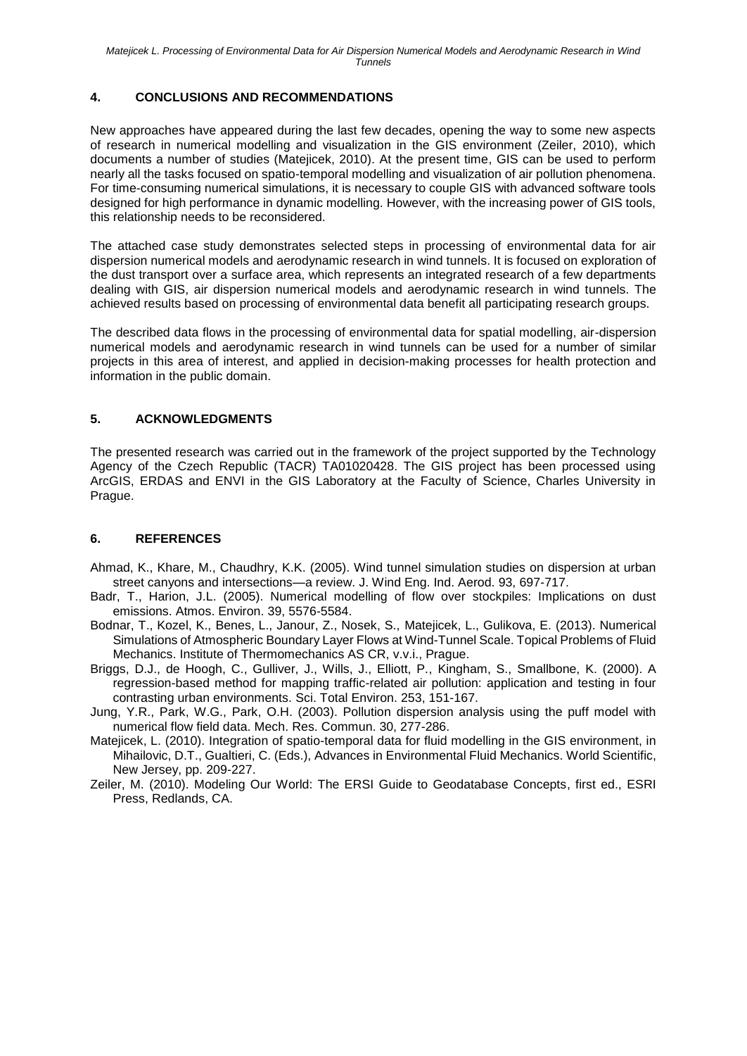## 4. CONCLUSIONS AND RECOMMENDATIONS

New approaches have appeared during the last few decades, opening the way to some new aspects of research in numerical modelling and visualization in the GIS environment (Zeiler, 2010), which documents a number of studies (Matejicek, 2010). At the present time, GIS can be used to perform nearly all the tasks focused on spatio-temporal modelling and visualization of air pollution phenomena. For time-consuming numerical simulations, it is necessary to couple GIS with advanced software tools designed for high performance in dynamic modelling. However, with the increasing power of GIS tools, this relationship needs to be reconsidered.

The attached case study demonstrates selected steps in processing of environmental data for air dispersion numerical models and aerodynamic research in wind tunnels. It is focused on exploration of the dust transport over a surface area, which represents an integrated research of a few departments dealing with GIS, air dispersion numerical models and aerodynamic research in wind tunnels. The achieved results based on processing of environmental data benefit all participating research groups.

The described data flows in the processing of environmental data for spatial modelling, air-dispersion numerical models and aerodynamic research in wind tunnels can be used for a number of similar projects in this area of interest, and applied in decision-making processes for health protection and information in the public domain.

## 5. ACKNOWLEDGMENTS

The presented research was carried out in the framework of the project supported by the Technology Agency of the Czech Republic (TACR) TA01020428. The GIS project has been processed using ArcGIS, ERDAS and ENVI in the GIS Laboratory at the Faculty of Science, Charles University in Prague.

## 6. REFERENCES

Ahmad, K., Khare, M., Chaudhry, K.K. (2005). Wind tunnel simulation studies on dispersion at urban street canyons and intersections—a review. J. Wind Eng. Ind. Aerod. 93, 697-717.

Badr, T., Harion, J.L. (2005). Numerical modelling of flow over stockpiles: Implications on dust emissions. Atmos. Environ. 39, 5576-5584.

Bodnar, T., Kozel, K., Benes, L., Janour, Z., Nosek, S., Matejicek, L., Gulikova, E. (2013). Numerical Simulations of Atmospheric Boundary Layer Flows at Wind-Tunnel Scale. Topical Problems of Fluid Mechanics. Institute of Thermomechanics AS CR, v.v.i., Prague.

Briggs, D.J., de Hoogh, C., Gulliver, J., Wills, J., Elliott, P., Kingham, S., Smallbone, K. (2000). A regression-based method for mapping traffic-related air pollution: application and testing in four contrasting urban environments. Sci. Total Environ. 253, 151-167.

Jung, Y.R., Park, W.G., Park, O.H. (2003). Pollution dispersion analysis using the puff model with numerical flow field data. Mech. Res. Commun. 30, 277-286.

Matejicek, L. (2010). Integration of spatio-temporal data for fluid modelling in the GIS environment, in Mihailovic, D.T., Gualtieri, C. (Eds.), Advances in Environmental Fluid Mechanics. World Scientific, New Jersey, pp. 209-227.

Zeiler, M. (2010). Modeling Our World: The ERSI Guide to Geodatabase Concepts, first ed., ESRI Press, Redlands, CA.